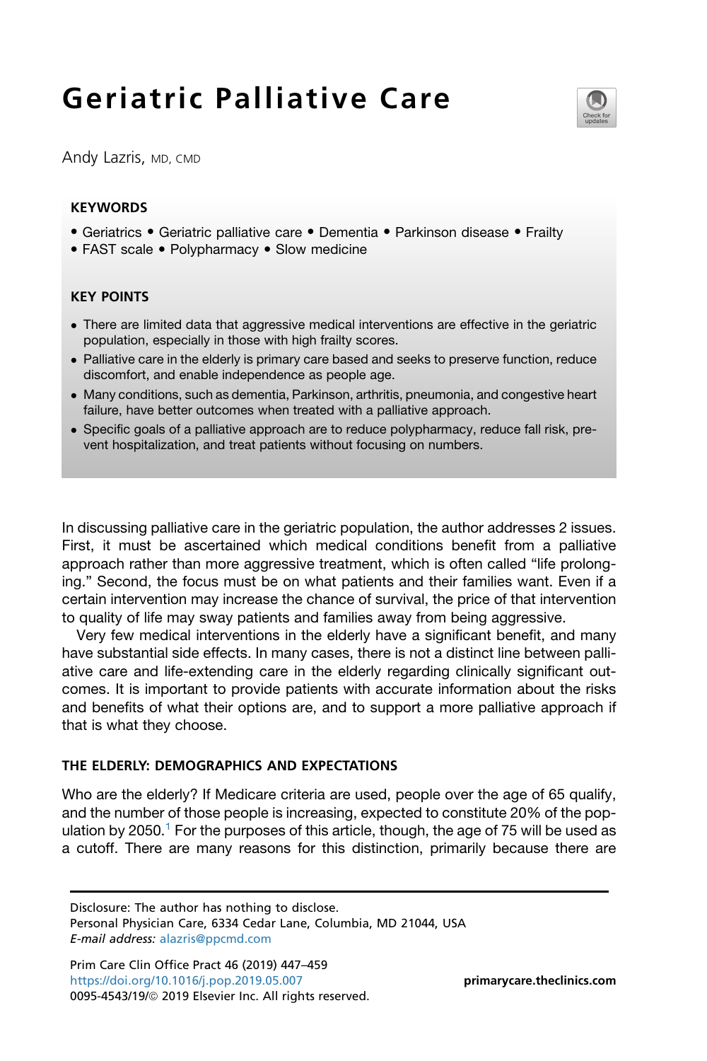# Geriatric Palliative Care

Andy Lazris, MD, CMD

**KEYWORDS**

- Geriatrics • Geriatric palliative care • Dementia • Parkinson disease • Frailty
- FAST scale • Polypharmacy • Slow medicine

**KEY POINTS**

- There are limited data that aggressive medical interventions are effective in the geriatric population, especially in those with high frailty scores.
- Palliative care in the elderly is primary care based and seeks to preserve function, reduce discomfort, and enable independence as people age.
- Many conditions, such as dementia, Parkinson, arthritis, pneumonia, and congestive heart failure, have better outcomes when treated with a palliative approach.
- Specific goals of a palliative approach are to reduce polypharmacy, reduce fall risk, prevent hospitalization, and treat patients without focusing on numbers.

In discussing palliative care in the geriatric population, the author addresses 2 issues. First, it must be ascertained which medical conditions benefit from a palliative approach rather than more aggressive treatment, which is often called "life prolonging." Second, the focus must be on what patients and their families want. Even if a certain intervention may increase the chance of survival, the price of that intervention to quality of life may sway patients and families away from being aggressive.

Very few medical interventions in the elderly have a significant benefit, and many have substantial side effects. In many cases, there is not a distinct line between palliative care and life-extending care in the elderly regarding clinically significant outcomes. It is important to provide patients with accurate information about the risks and benefits of what their options are, and to support a more palliative approach if that is what they choose.

## THE ELDERLY: DEMOGRAPHICS AND EXPECTATIONS

Who are the elderly? If Medicare criteria are used, people over the age of 65 qualify, and the number of those people is increasing, expected to constitute 20% of the population by 2050.[1] For the purposes of this article, though, the age of 75 will be used as a cutoff. There are many reasons for this distinction, primarily because there are

Disclosure: The author has nothing to disclose.
Personal Physician Care, 6334 Cedar Lane, Columbia, MD 21044, USA
*E-mail address:* alazris@ppcmd.com

Prim Care Clin Office Pract 46 (2019) 447–459
https://doi.org/10.1016/j.pop.2019.05.007
0095-4543/19/© 2019 Elsevier Inc. All rights reserved.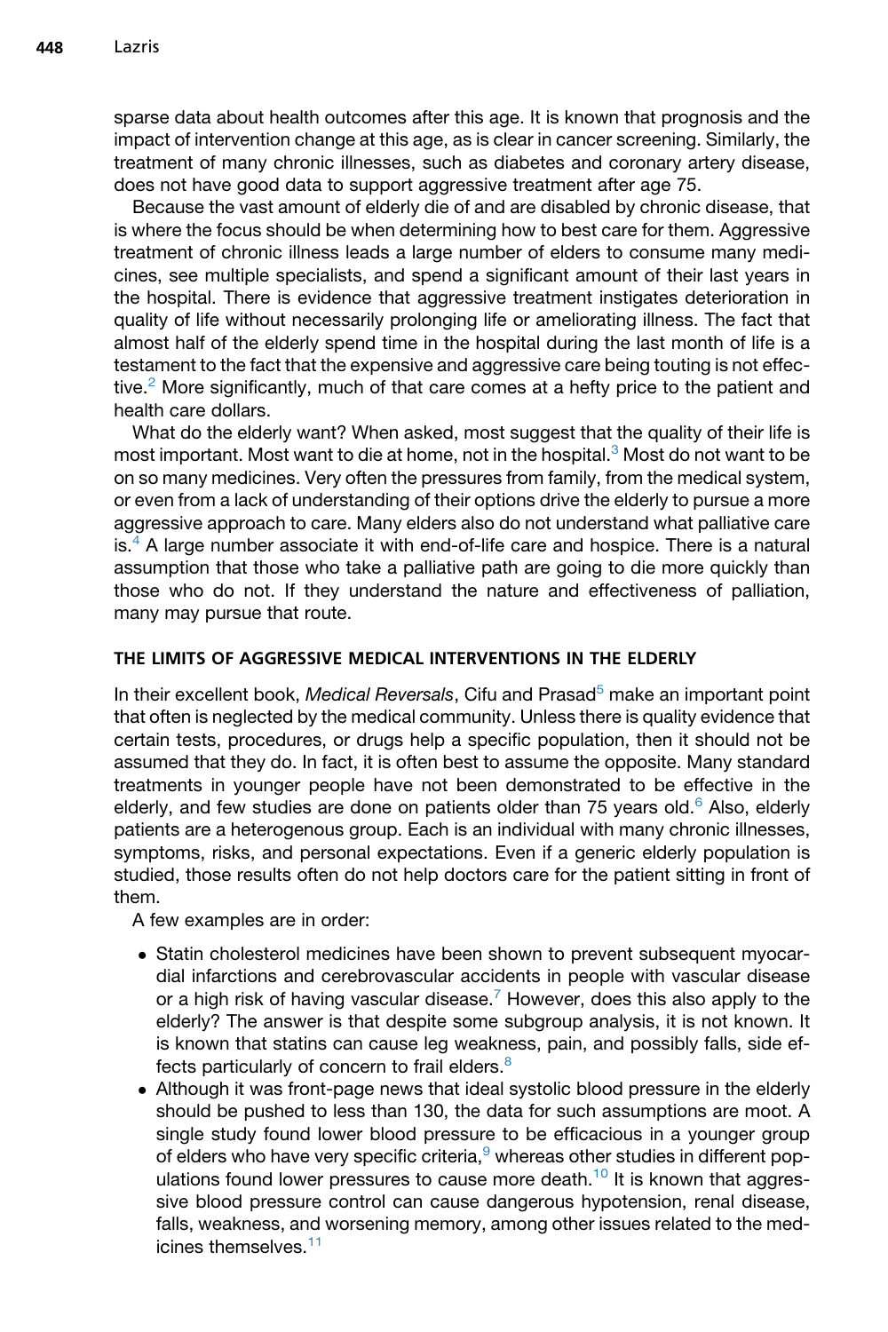sparse data about health outcomes after this age. It is known that prognosis and the impact of intervention change at this age, as is clear in cancer screening. Similarly, the treatment of many chronic illnesses, such as diabetes and coronary artery disease, does not have good data to support aggressive treatment after age 75.

Because the vast amount of elderly die of and are disabled by chronic disease, that is where the focus should be when determining how to best care for them. Aggressive treatment of chronic illness leads a large number of elders to consume many medicines, see multiple specialists, and spend a significant amount of their last years in the hospital. There is evidence that aggressive treatment instigates deterioration in quality of life without necessarily prolonging life or ameliorating illness. The fact that almost half of the elderly spend time in the hospital during the last month of life is a testament to the fact that the expensive and aggressive care being touting is not effective.[2] More significantly, much of that care comes at a hefty price to the patient and health care dollars.

What do the elderly want? When asked, most suggest that the quality of their life is most important. Most want to die at home, not in the hospital.[3] Most do not want to be on so many medicines. Very often the pressures from family, from the medical system, or even from a lack of understanding of their options drive the elderly to pursue a more aggressive approach to care. Many elders also do not understand what palliative care is.[4] A large number associate it with end-of-life care and hospice. There is a natural assumption that those who take a palliative path are going to die more quickly than those who do not. If they understand the nature and effectiveness of palliation, many may pursue that route.

## THE LIMITS OF AGGRESSIVE MEDICAL INTERVENTIONS IN THE ELDERLY

In their excellent book, *Medical Reversals*, Cifu and Prasad[5] make an important point that often is neglected by the medical community. Unless there is quality evidence that certain tests, procedures, or drugs help a specific population, then it should not be assumed that they do. In fact, it is often best to assume the opposite. Many standard treatments in younger people have not been demonstrated to be effective in the elderly, and few studies are done on patients older than 75 years old.[6] Also, elderly patients are a heterogenous group. Each is an individual with many chronic illnesses, symptoms, risks, and personal expectations. Even if a generic elderly population is studied, those results often do not help doctors care for the patient sitting in front of them.

A few examples are in order:

- Statin cholesterol medicines have been shown to prevent subsequent myocardial infarctions and cerebrovascular accidents in people with vascular disease or a high risk of having vascular disease.[7] However, does this also apply to the elderly? The answer is that despite some subgroup analysis, it is not known. It is known that statins can cause leg weakness, pain, and possibly falls, side effects particularly of concern to frail elders.[8]
- Although it was front-page news that ideal systolic blood pressure in the elderly should be pushed to less than 130, the data for such assumptions are moot. A single study found lower blood pressure to be efficacious in a younger group of elders who have very specific criteria,[9] whereas other studies in different populations found lower pressures to cause more death.[10] It is known that aggressive blood pressure control can cause dangerous hypotension, renal disease, falls, weakness, and worsening memory, among other issues related to the medicines themselves.[11]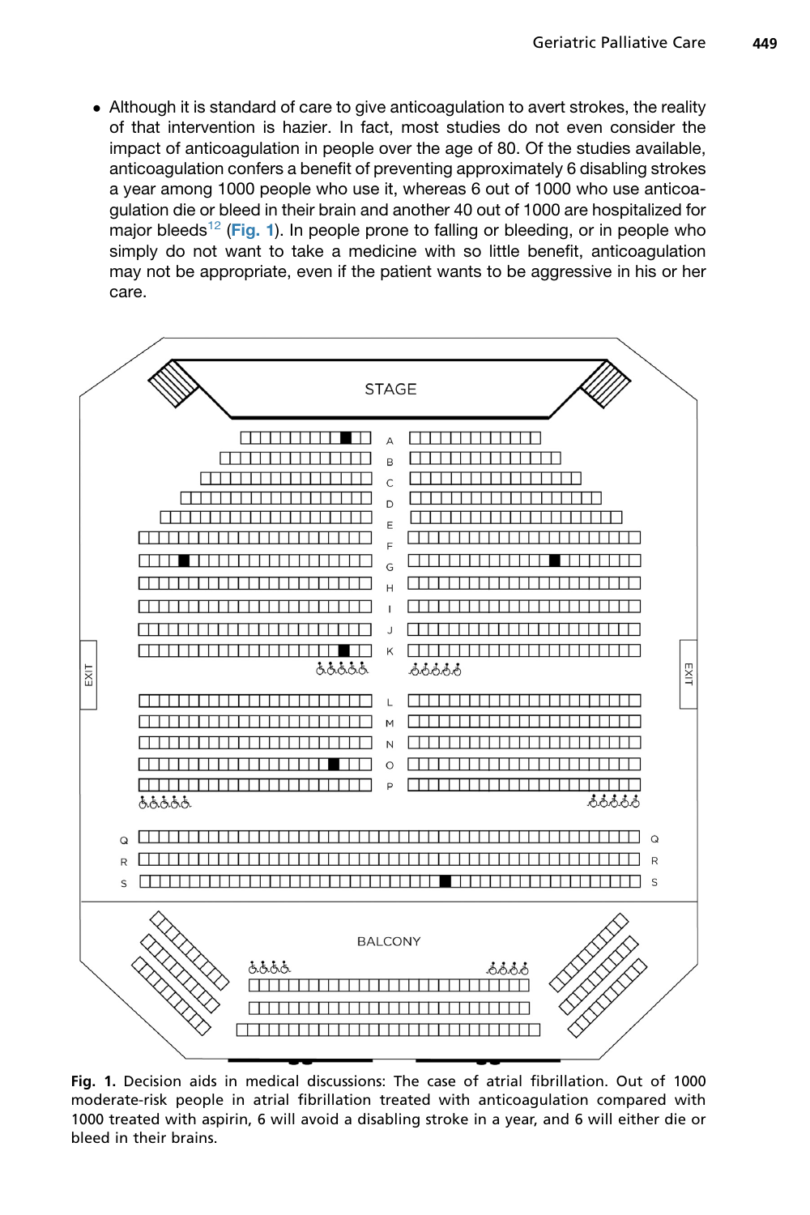- Although it is standard of care to give anticoagulation to avert strokes, the reality of that intervention is hazier. In fact, most studies do not even consider the impact of anticoagulation in people over the age of 80. Of the studies available, anticoagulation confers a benefit of preventing approximately 6 disabling strokes a year among 1000 people who use it, whereas 6 out of 1000 who use anticoagulation die or bleed in their brain and another 40 out of 1000 are hospitalized for major bleeds[12] (Fig. 1). In people prone to falling or bleeding, or in people who simply do not want to take a medicine with so little benefit, anticoagulation may not be appropriate, even if the patient wants to be aggressive in his or her care.

**Fig. 1.** Decision aids in medical discussions: The case of atrial fibrillation. Out of 1000 moderate-risk people in atrial fibrillation treated with anticoagulation compared with 1000 treated with aspirin, 6 will avoid a disabling stroke in a year, and 6 will either die or bleed in their brains.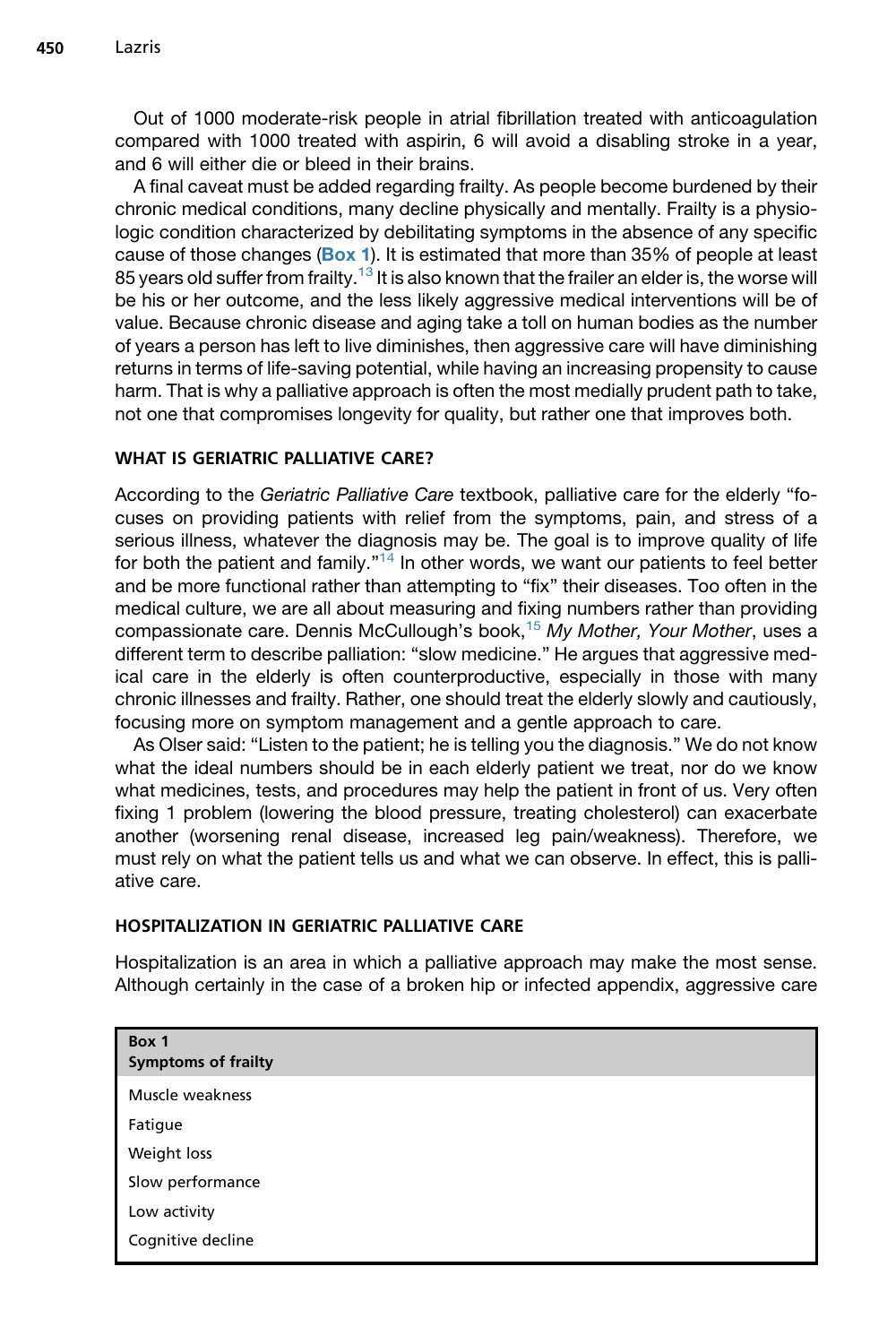Out of 1000 moderate-risk people in atrial fibrillation treated with anticoagulation compared with 1000 treated with aspirin, 6 will avoid a disabling stroke in a year, and 6 will either die or bleed in their brains.

A final caveat must be added regarding frailty. As people become burdened by their chronic medical conditions, many decline physically and mentally. Frailty is a physiologic condition characterized by debilitating symptoms in the absence of any specific cause of those changes (**Box 1**). It is estimated that more than 35% of people at least 85 years old suffer from frailty.[13] It is also known that the frailer an elder is, the worse will be his or her outcome, and the less likely aggressive medical interventions will be of value. Because chronic disease and aging take a toll on human bodies as the number of years a person has left to live diminishes, then aggressive care will have diminishing returns in terms of life-saving potential, while having an increasing propensity to cause harm. That is why a palliative approach is often the most medially prudent path to take, not one that compromises longevity for quality, but rather one that improves both.

## WHAT IS GERIATRIC PALLIATIVE CARE?

According to the *Geriatric Palliative Care* textbook, palliative care for the elderly "focuses on providing patients with relief from the symptoms, pain, and stress of a serious illness, whatever the diagnosis may be. The goal is to improve quality of life for both the patient and family."[14] In other words, we want our patients to feel better and be more functional rather than attempting to "fix" their diseases. Too often in the medical culture, we are all about measuring and fixing numbers rather than providing compassionate care. Dennis McCullough's book,[15] *My Mother, Your Mother*, uses a different term to describe palliation: "slow medicine." He argues that aggressive medical care in the elderly is often counterproductive, especially in those with many chronic illnesses and frailty. Rather, one should treat the elderly slowly and cautiously, focusing more on symptom management and a gentle approach to care.

As Olser said: "Listen to the patient; he is telling you the diagnosis." We do not know what the ideal numbers should be in each elderly patient we treat, nor do we know what medicines, tests, and procedures may help the patient in front of us. Very often fixing 1 problem (lowering the blood pressure, treating cholesterol) can exacerbate another (worsening renal disease, increased leg pain/weakness). Therefore, we must rely on what the patient tells us and what we can observe. In effect, this is palliative care.

## HOSPITALIZATION IN GERIATRIC PALLIATIVE CARE

Hospitalization is an area in which a palliative approach may make the most sense. Although certainly in the case of a broken hip or infected appendix, aggressive care

| **Box 1** **Symptoms of frailty** |
|---|
| Muscle weakness |
| Fatigue |
| Weight loss |
| Slow performance |
| Low activity |
| Cognitive decline |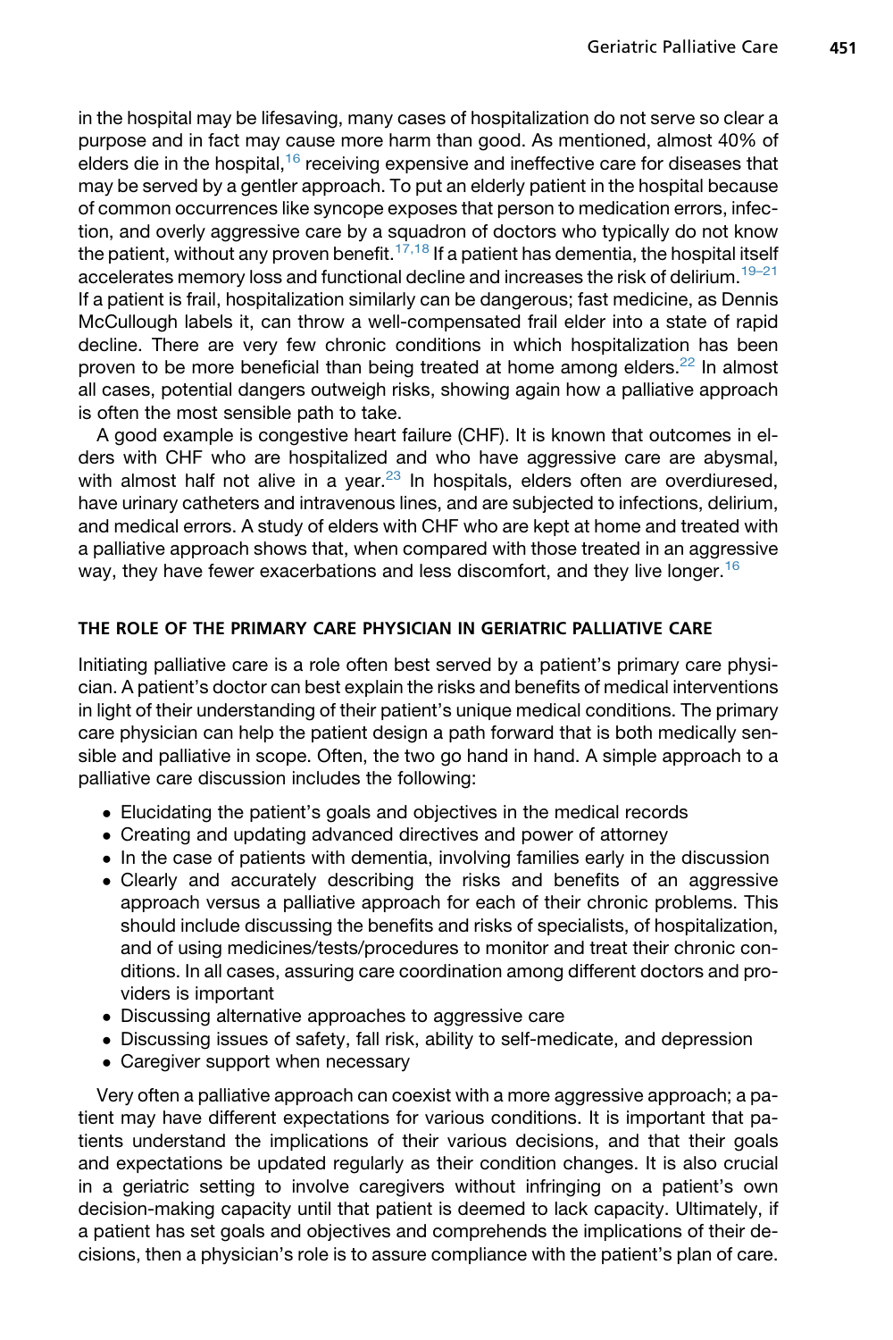in the hospital may be lifesaving, many cases of hospitalization do not serve so clear a purpose and in fact may cause more harm than good. As mentioned, almost 40% of elders die in the hospital,[16] receiving expensive and ineffective care for diseases that may be served by a gentler approach. To put an elderly patient in the hospital because of common occurrences like syncope exposes that person to medication errors, infection, and overly aggressive care by a squadron of doctors who typically do not know the patient, without any proven benefit.[17,18] If a patient has dementia, the hospital itself accelerates memory loss and functional decline and increases the risk of delirium.[19–21] If a patient is frail, hospitalization similarly can be dangerous; fast medicine, as Dennis McCullough labels it, can throw a well-compensated frail elder into a state of rapid decline. There are very few chronic conditions in which hospitalization has been proven to be more beneficial than being treated at home among elders.[22] In almost all cases, potential dangers outweigh risks, showing again how a palliative approach is often the most sensible path to take.

A good example is congestive heart failure (CHF). It is known that outcomes in elders with CHF who are hospitalized and who have aggressive care are abysmal, with almost half not alive in a year.[23] In hospitals, elders often are overdiuresed, have urinary catheters and intravenous lines, and are subjected to infections, delirium, and medical errors. A study of elders with CHF who are kept at home and treated with a palliative approach shows that, when compared with those treated in an aggressive way, they have fewer exacerbations and less discomfort, and they live longer.[16]

## THE ROLE OF THE PRIMARY CARE PHYSICIAN IN GERIATRIC PALLIATIVE CARE

Initiating palliative care is a role often best served by a patient's primary care physician. A patient's doctor can best explain the risks and benefits of medical interventions in light of their understanding of their patient's unique medical conditions. The primary care physician can help the patient design a path forward that is both medically sensible and palliative in scope. Often, the two go hand in hand. A simple approach to a palliative care discussion includes the following:

- Elucidating the patient's goals and objectives in the medical records
- Creating and updating advanced directives and power of attorney
- In the case of patients with dementia, involving families early in the discussion
- Clearly and accurately describing the risks and benefits of an aggressive approach versus a palliative approach for each of their chronic problems. This should include discussing the benefits and risks of specialists, of hospitalization, and of using medicines/tests/procedures to monitor and treat their chronic conditions. In all cases, assuring care coordination among different doctors and providers is important
- Discussing alternative approaches to aggressive care
- Discussing issues of safety, fall risk, ability to self-medicate, and depression
- Caregiver support when necessary

Very often a palliative approach can coexist with a more aggressive approach; a patient may have different expectations for various conditions. It is important that patients understand the implications of their various decisions, and that their goals and expectations be updated regularly as their condition changes. It is also crucial in a geriatric setting to involve caregivers without infringing on a patient's own decision-making capacity until that patient is deemed to lack capacity. Ultimately, if a patient has set goals and objectives and comprehends the implications of their decisions, then a physician's role is to assure compliance with the patient's plan of care.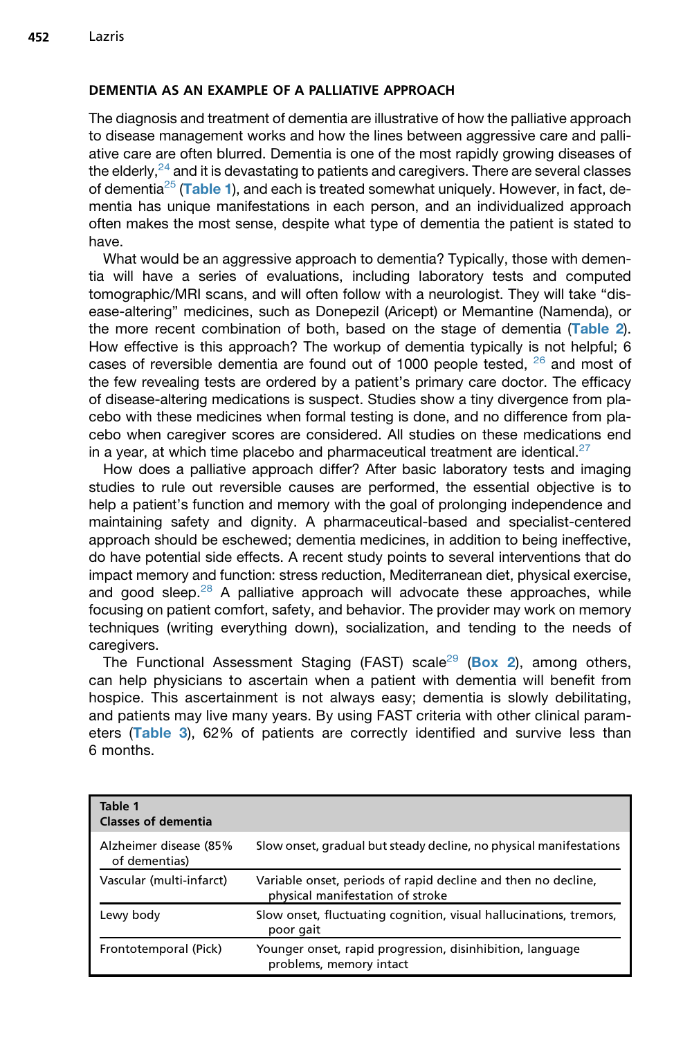## DEMENTIA AS AN EXAMPLE OF A PALLIATIVE APPROACH

The diagnosis and treatment of dementia are illustrative of how the palliative approach to disease management works and how the lines between aggressive care and palliative care are often blurred. Dementia is one of the most rapidly growing diseases of the elderly,[24] and it is devastating to patients and caregivers. There are several classes of dementia[25] (**Table 1**), and each is treated somewhat uniquely. However, in fact, dementia has unique manifestations in each person, and an individualized approach often makes the most sense, despite what type of dementia the patient is stated to have.

What would be an aggressive approach to dementia? Typically, those with dementia will have a series of evaluations, including laboratory tests and computed tomographic/MRI scans, and will often follow with a neurologist. They will take "disease-altering" medicines, such as Donepezil (Aricept) or Memantine (Namenda), or the more recent combination of both, based on the stage of dementia (**Table 2**). How effective is this approach? The workup of dementia typically is not helpful; 6 cases of reversible dementia are found out of 1000 people tested, [26] and most of the few revealing tests are ordered by a patient's primary care doctor. The efficacy of disease-altering medications is suspect. Studies show a tiny divergence from placebo with these medicines when formal testing is done, and no difference from placebo when caregiver scores are considered. All studies on these medications end in a year, at which time placebo and pharmaceutical treatment are identical.[27]

How does a palliative approach differ? After basic laboratory tests and imaging studies to rule out reversible causes are performed, the essential objective is to help a patient's function and memory with the goal of prolonging independence and maintaining safety and dignity. A pharmaceutical-based and specialist-centered approach should be eschewed; dementia medicines, in addition to being ineffective, do have potential side effects. A recent study points to several interventions that do impact memory and function: stress reduction, Mediterranean diet, physical exercise, and good sleep.[28] A palliative approach will advocate these approaches, while focusing on patient comfort, safety, and behavior. The provider may work on memory techniques (writing everything down), socialization, and tending to the needs of caregivers.

The Functional Assessment Staging (FAST) scale[29] (**Box 2**), among others, can help physicians to ascertain when a patient with dementia will benefit from hospice. This ascertainment is not always easy; dementia is slowly debilitating, and patients may live many years. By using FAST criteria with other clinical parameters (**Table 3**), 62% of patients are correctly identified and survive less than 6 months.

**Table 1**
**Classes of dementia**

| | |
|---|---|
| Alzheimer disease (85% of dementias) | Slow onset, gradual but steady decline, no physical manifestations |
| Vascular (multi-infarct) | Variable onset, periods of rapid decline and then no decline, physical manifestation of stroke |
| Lewy body | Slow onset, fluctuating cognition, visual hallucinations, tremors, poor gait |
| Frontotemporal (Pick) | Younger onset, rapid progression, disinhibition, language problems, memory intact |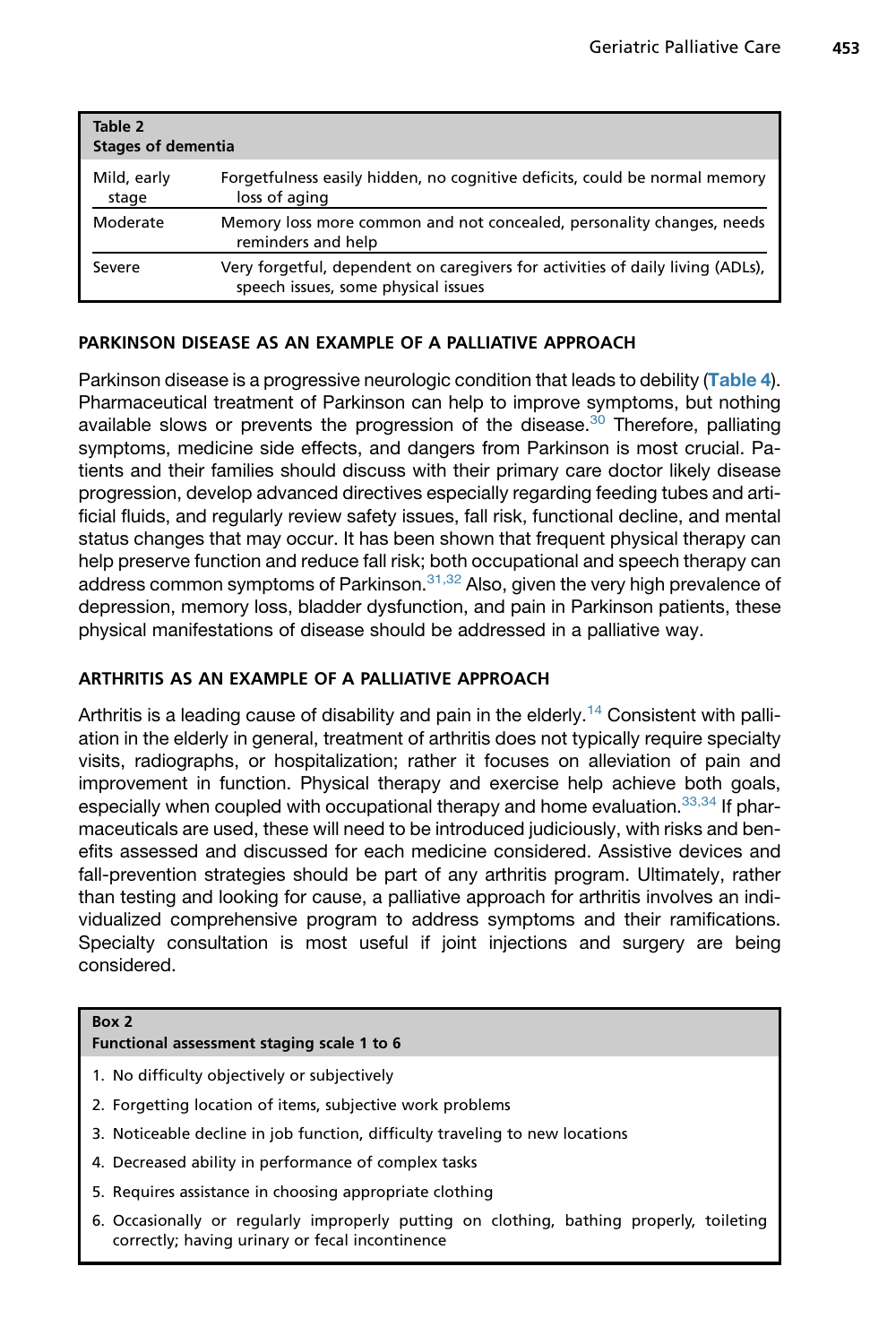**Table 2**
**Stages of dementia**

| | |
|---|---|
| Mild, early stage | Forgetfulness easily hidden, no cognitive deficits, could be normal memory loss of aging |
| Moderate | Memory loss more common and not concealed, personality changes, needs reminders and help |
| Severe | Very forgetful, dependent on caregivers for activities of daily living (ADLs), speech issues, some physical issues |

## PARKINSON DISEASE AS AN EXAMPLE OF A PALLIATIVE APPROACH

Parkinson disease is a progressive neurologic condition that leads to debility (Table 4). Pharmaceutical treatment of Parkinson can help to improve symptoms, but nothing available slows or prevents the progression of the disease.[30] Therefore, palliating symptoms, medicine side effects, and dangers from Parkinson is most crucial. Patients and their families should discuss with their primary care doctor likely disease progression, develop advanced directives especially regarding feeding tubes and artificial fluids, and regularly review safety issues, fall risk, functional decline, and mental status changes that may occur. It has been shown that frequent physical therapy can help preserve function and reduce fall risk; both occupational and speech therapy can address common symptoms of Parkinson.[31,32] Also, given the very high prevalence of depression, memory loss, bladder dysfunction, and pain in Parkinson patients, these physical manifestations of disease should be addressed in a palliative way.

## ARTHRITIS AS AN EXAMPLE OF A PALLIATIVE APPROACH

Arthritis is a leading cause of disability and pain in the elderly.[14] Consistent with palliation in the elderly in general, treatment of arthritis does not typically require specialty visits, radiographs, or hospitalization; rather it focuses on alleviation of pain and improvement in function. Physical therapy and exercise help achieve both goals, especially when coupled with occupational therapy and home evaluation.[33,34] If pharmaceuticals are used, these will need to be introduced judiciously, with risks and benefits assessed and discussed for each medicine considered. Assistive devices and fall-prevention strategies should be part of any arthritis program. Ultimately, rather than testing and looking for cause, a palliative approach for arthritis involves an individualized comprehensive program to address symptoms and their ramifications. Specialty consultation is most useful if joint injections and surgery are being considered.

**Box 2**
**Functional assessment staging scale 1 to 6**

1. No difficulty objectively or subjectively
2. Forgetting location of items, subjective work problems
3. Noticeable decline in job function, difficulty traveling to new locations
4. Decreased ability in performance of complex tasks
5. Requires assistance in choosing appropriate clothing
6. Occasionally or regularly improperly putting on clothing, bathing properly, toileting correctly; having urinary or fecal incontinence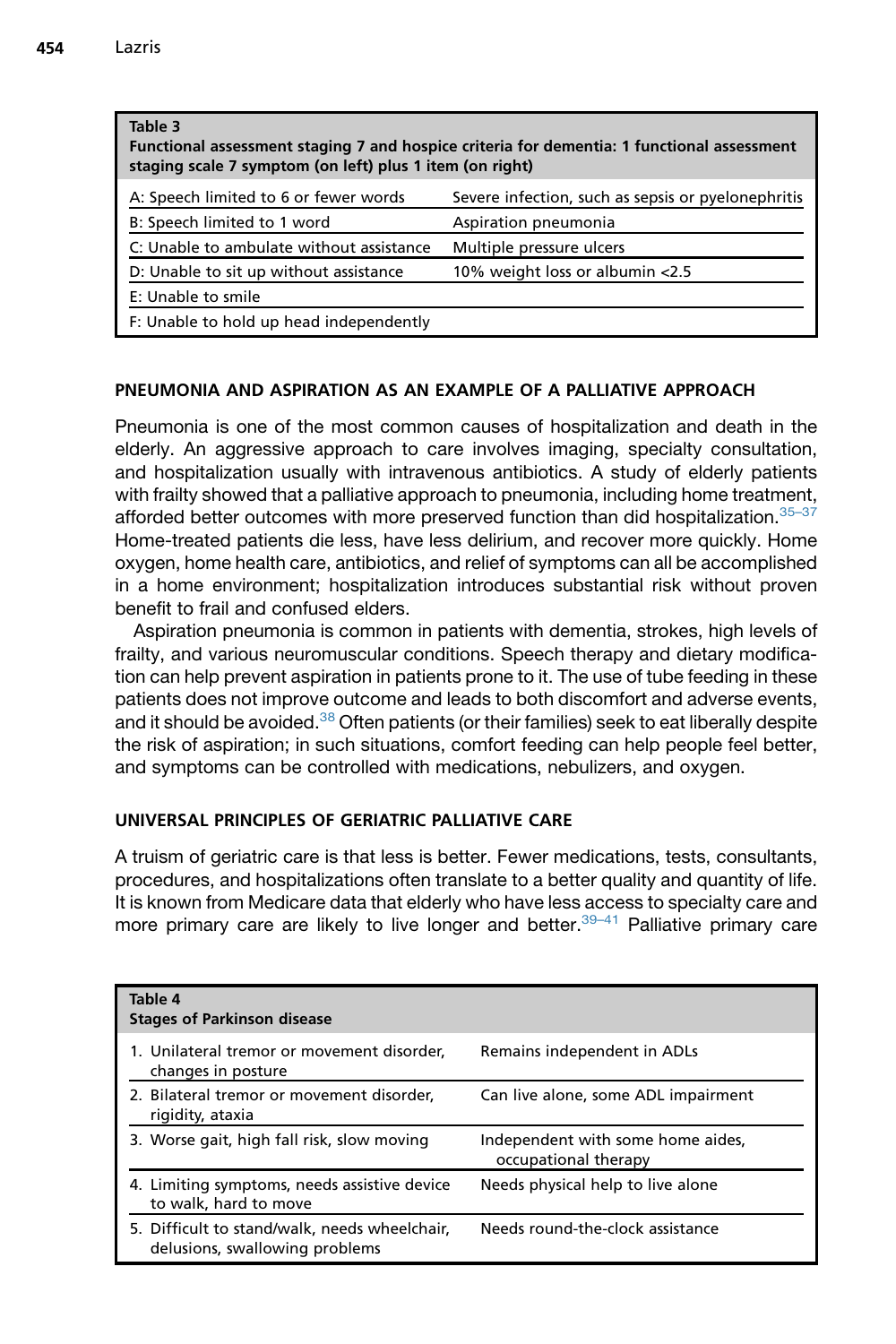**Table 3**
**Functional assessment staging 7 and hospice criteria for dementia: 1 functional assessment staging scale 7 symptom (on left) plus 1 item (on right)**

| | |
|---|---|
| A: Speech limited to 6 or fewer words | Severe infection, such as sepsis or pyelonephritis |
| B: Speech limited to 1 word | Aspiration pneumonia |
| C: Unable to ambulate without assistance | Multiple pressure ulcers |
| D: Unable to sit up without assistance | 10% weight loss or albumin <2.5 |
| E: Unable to smile | |
| F: Unable to hold up head independently | |

## PNEUMONIA AND ASPIRATION AS AN EXAMPLE OF A PALLIATIVE APPROACH

Pneumonia is one of the most common causes of hospitalization and death in the elderly. An aggressive approach to care involves imaging, specialty consultation, and hospitalization usually with intravenous antibiotics. A study of elderly patients with frailty showed that a palliative approach to pneumonia, including home treatment, afforded better outcomes with more preserved function than did hospitalization.[35–37] Home-treated patients die less, have less delirium, and recover more quickly. Home oxygen, home health care, antibiotics, and relief of symptoms can all be accomplished in a home environment; hospitalization introduces substantial risk without proven benefit to frail and confused elders.

Aspiration pneumonia is common in patients with dementia, strokes, high levels of frailty, and various neuromuscular conditions. Speech therapy and dietary modification can help prevent aspiration in patients prone to it. The use of tube feeding in these patients does not improve outcome and leads to both discomfort and adverse events, and it should be avoided.[38] Often patients (or their families) seek to eat liberally despite the risk of aspiration; in such situations, comfort feeding can help people feel better, and symptoms can be controlled with medications, nebulizers, and oxygen.

## UNIVERSAL PRINCIPLES OF GERIATRIC PALLIATIVE CARE

A truism of geriatric care is that less is better. Fewer medications, tests, consultants, procedures, and hospitalizations often translate to a better quality and quantity of life. It is known from Medicare data that elderly who have less access to specialty care and more primary care are likely to live longer and better.[39–41] Palliative primary care

**Table 4**
**Stages of Parkinson disease**

| | |
|---|---|
| 1. Unilateral tremor or movement disorder, changes in posture | Remains independent in ADLs |
| 2. Bilateral tremor or movement disorder, rigidity, ataxia | Can live alone, some ADL impairment |
| 3. Worse gait, high fall risk, slow moving | Independent with some home aides, occupational therapy |
| 4. Limiting symptoms, needs assistive device to walk, hard to move | Needs physical help to live alone |
| 5. Difficult to stand/walk, needs wheelchair, delusions, swallowing problems | Needs round-the-clock assistance |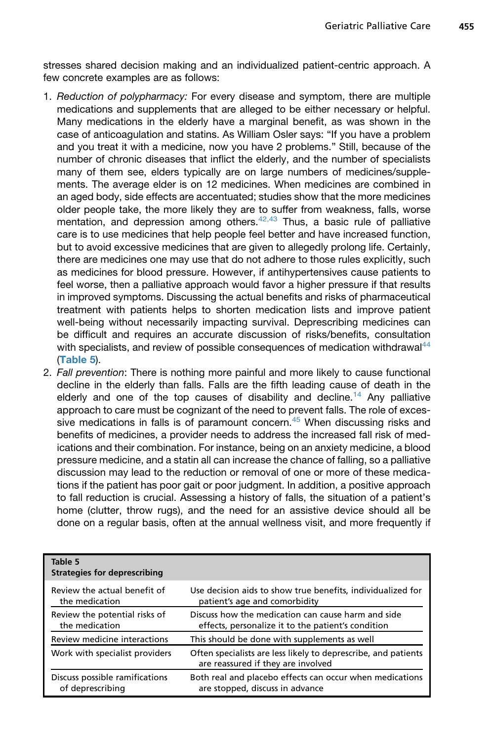stresses shared decision making and an individualized patient-centric approach. A few concrete examples are as follows:

1. *Reduction of polypharmacy:* For every disease and symptom, there are multiple medications and supplements that are alleged to be either necessary or helpful. Many medications in the elderly have a marginal benefit, as was shown in the case of anticoagulation and statins. As William Osler says: "If you have a problem and you treat it with a medicine, now you have 2 problems." Still, because of the number of chronic diseases that inflict the elderly, and the number of specialists many of them see, elders typically are on large numbers of medicines/supplements. The average elder is on 12 medicines. When medicines are combined in an aged body, side effects are accentuated; studies show that the more medicines older people take, the more likely they are to suffer from weakness, falls, worse mentation, and depression among others.[42,43] Thus, a basic rule of palliative care is to use medicines that help people feel better and have increased function, but to avoid excessive medicines that are given to allegedly prolong life. Certainly, there are medicines one may use that do not adhere to those rules explicitly, such as medicines for blood pressure. However, if antihypertensives cause patients to feel worse, then a palliative approach would favor a higher pressure if that results in improved symptoms. Discussing the actual benefits and risks of pharmaceutical treatment with patients helps to shorten medication lists and improve patient well-being without necessarily impacting survival. Deprescribing medicines can be difficult and requires an accurate discussion of risks/benefits, consultation with specialists, and review of possible consequences of medication withdrawal[44] (**Table 5**).
2. *Fall prevention*: There is nothing more painful and more likely to cause functional decline in the elderly than falls. Falls are the fifth leading cause of death in the elderly and one of the top causes of disability and decline.[14] Any palliative approach to care must be cognizant of the need to prevent falls. The role of excessive medications in falls is of paramount concern.[45] When discussing risks and benefits of medicines, a provider needs to address the increased fall risk of medications and their combination. For instance, being on an anxiety medicine, a blood pressure medicine, and a statin all can increase the chance of falling, so a palliative discussion may lead to the reduction or removal of one or more of these medications if the patient has poor gait or poor judgment. In addition, a positive approach to fall reduction is crucial. Assessing a history of falls, the situation of a patient's home (clutter, throw rugs), and the need for an assistive device should all be done on a regular basis, often at the annual wellness visit, and more frequently if

**Table 5**
**Strategies for deprescribing**

| | |
|---|---|
| Review the actual benefit of the medication | Use decision aids to show true benefits, individualized for patient's age and comorbidity |
| Review the potential risks of the medication | Discuss how the medication can cause harm and side effects, personalize it to the patient's condition |
| Review medicine interactions | This should be done with supplements as well |
| Work with specialist providers | Often specialists are less likely to deprescribe, and patients are reassured if they are involved |
| Discuss possible ramifications of deprescribing | Both real and placebo effects can occur when medications are stopped, discuss in advance |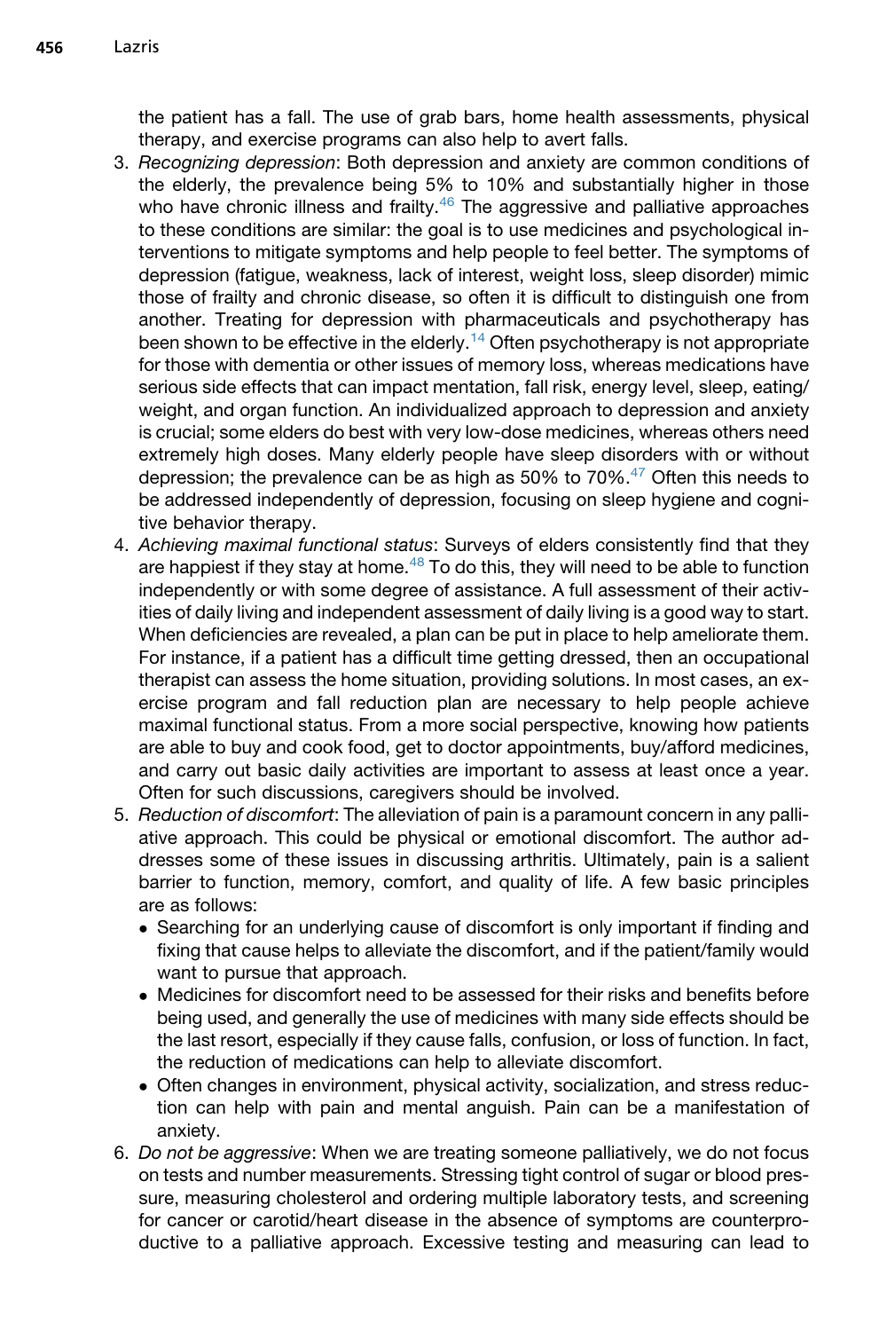the patient has a fall. The use of grab bars, home health assessments, physical therapy, and exercise programs can also help to avert falls.

3. *Recognizing depression*: Both depression and anxiety are common conditions of the elderly, the prevalence being 5% to 10% and substantially higher in those who have chronic illness and frailty.[46] The aggressive and palliative approaches to these conditions are similar: the goal is to use medicines and psychological interventions to mitigate symptoms and help people to feel better. The symptoms of depression (fatigue, weakness, lack of interest, weight loss, sleep disorder) mimic those of frailty and chronic disease, so often it is difficult to distinguish one from another. Treating for depression with pharmaceuticals and psychotherapy has been shown to be effective in the elderly.[14] Often psychotherapy is not appropriate for those with dementia or other issues of memory loss, whereas medications have serious side effects that can impact mentation, fall risk, energy level, sleep, eating/weight, and organ function. An individualized approach to depression and anxiety is crucial; some elders do best with very low-dose medicines, whereas others need extremely high doses. Many elderly people have sleep disorders with or without depression; the prevalence can be as high as 50% to 70%.[47] Often this needs to be addressed independently of depression, focusing on sleep hygiene and cognitive behavior therapy.
4. *Achieving maximal functional status*: Surveys of elders consistently find that they are happiest if they stay at home.[48] To do this, they will need to be able to function independently or with some degree of assistance. A full assessment of their activities of daily living and independent assessment of daily living is a good way to start. When deficiencies are revealed, a plan can be put in place to help ameliorate them. For instance, if a patient has a difficult time getting dressed, then an occupational therapist can assess the home situation, providing solutions. In most cases, an exercise program and fall reduction plan are necessary to help people achieve maximal functional status. From a more social perspective, knowing how patients are able to buy and cook food, get to doctor appointments, buy/afford medicines, and carry out basic daily activities are important to assess at least once a year. Often for such discussions, caregivers should be involved.
5. *Reduction of discomfort*: The alleviation of pain is a paramount concern in any palliative approach. This could be physical or emotional discomfort. The author addresses some of these issues in discussing arthritis. Ultimately, pain is a salient barrier to function, memory, comfort, and quality of life. A few basic principles are as follows:
   - Searching for an underlying cause of discomfort is only important if finding and fixing that cause helps to alleviate the discomfort, and if the patient/family would want to pursue that approach.
   - Medicines for discomfort need to be assessed for their risks and benefits before being used, and generally the use of medicines with many side effects should be the last resort, especially if they cause falls, confusion, or loss of function. In fact, the reduction of medications can help to alleviate discomfort.
   - Often changes in environment, physical activity, socialization, and stress reduction can help with pain and mental anguish. Pain can be a manifestation of anxiety.
6. *Do not be aggressive*: When we are treating someone palliatively, we do not focus on tests and number measurements. Stressing tight control of sugar or blood pressure, measuring cholesterol and ordering multiple laboratory tests, and screening for cancer or carotid/heart disease in the absence of symptoms are counterproductive to a palliative approach. Excessive testing and measuring can lead to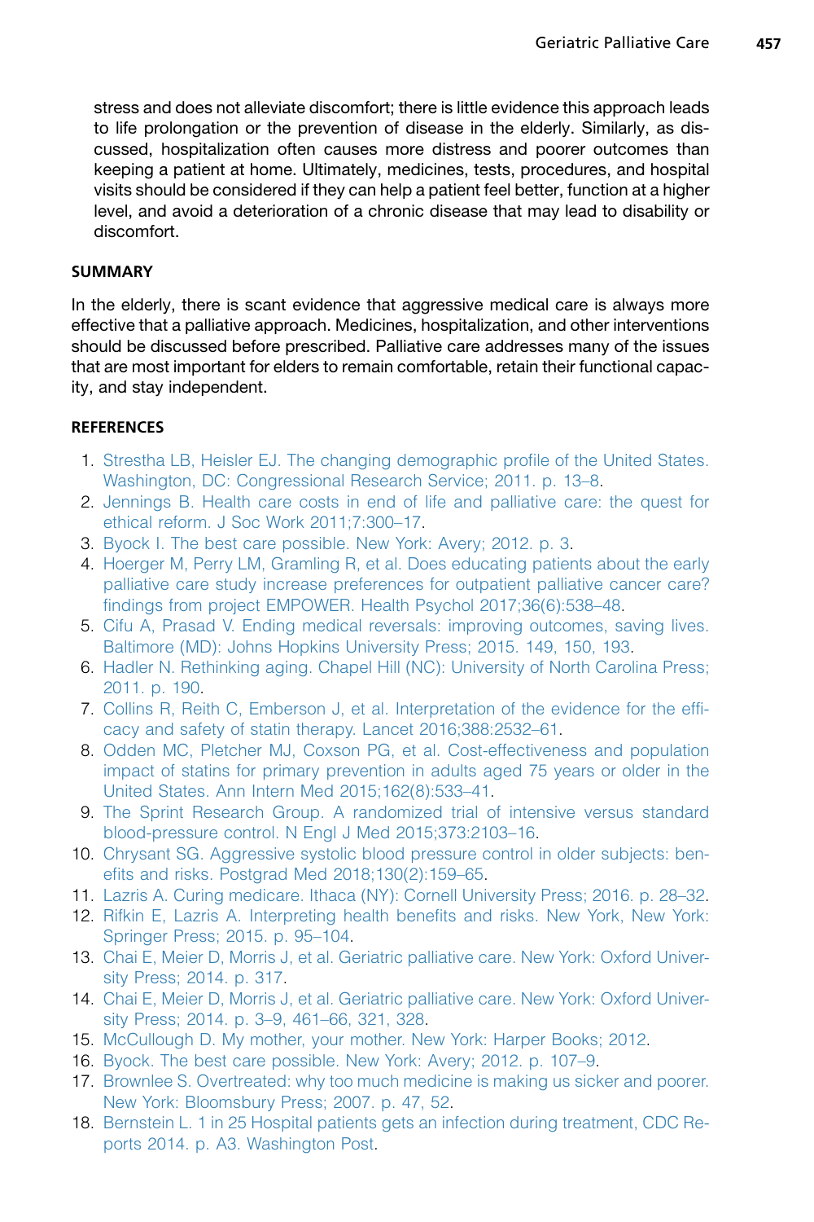stress and does not alleviate discomfort; there is little evidence this approach leads to life prolongation or the prevention of disease in the elderly. Similarly, as discussed, hospitalization often causes more distress and poorer outcomes than keeping a patient at home. Ultimately, medicines, tests, procedures, and hospital visits should be considered if they can help a patient feel better, function at a higher level, and avoid a deterioration of a chronic disease that may lead to disability or discomfort.

## SUMMARY

In the elderly, there is scant evidence that aggressive medical care is always more effective that a palliative approach. Medicines, hospitalization, and other interventions should be discussed before prescribed. Palliative care addresses many of the issues that are most important for elders to remain comfortable, retain their functional capacity, and stay independent.

## REFERENCES

1. Strestha LB, Heisler EJ. The changing demographic profile of the United States. Washington, DC: Congressional Research Service; 2011. p. 13–8.
2. Jennings B. Health care costs in end of life and palliative care: the quest for ethical reform. J Soc Work 2011;7:300–17.
3. Byock I. The best care possible. New York: Avery; 2012. p. 3.
4. Hoerger M, Perry LM, Gramling R, et al. Does educating patients about the early palliative care study increase preferences for outpatient palliative cancer care? findings from project EMPOWER. Health Psychol 2017;36(6):538–48.
5. Cifu A, Prasad V. Ending medical reversals: improving outcomes, saving lives. Baltimore (MD): Johns Hopkins University Press; 2015. 149, 150, 193.
6. Hadler N. Rethinking aging. Chapel Hill (NC): University of North Carolina Press; 2011. p. 190.
7. Collins R, Reith C, Emberson J, et al. Interpretation of the evidence for the efficacy and safety of statin therapy. Lancet 2016;388:2532–61.
8. Odden MC, Pletcher MJ, Coxson PG, et al. Cost-effectiveness and population impact of statins for primary prevention in adults aged 75 years or older in the United States. Ann Intern Med 2015;162(8):533–41.
9. The Sprint Research Group. A randomized trial of intensive versus standard blood-pressure control. N Engl J Med 2015;373:2103–16.
10. Chrysant SG. Aggressive systolic blood pressure control in older subjects: benefits and risks. Postgrad Med 2018;130(2):159–65.
11. Lazris A. Curing medicare. Ithaca (NY): Cornell University Press; 2016. p. 28–32.
12. Rifkin E, Lazris A. Interpreting health benefits and risks. New York, New York: Springer Press; 2015. p. 95–104.
13. Chai E, Meier D, Morris J, et al. Geriatric palliative care. New York: Oxford University Press; 2014. p. 317.
14. Chai E, Meier D, Morris J, et al. Geriatric palliative care. New York: Oxford University Press; 2014. p. 3–9, 461–66, 321, 328.
15. McCullough D. My mother, your mother. New York: Harper Books; 2012.
16. Byock. The best care possible. New York: Avery; 2012. p. 107–9.
17. Brownlee S. Overtreated: why too much medicine is making us sicker and poorer. New York: Bloomsbury Press; 2007. p. 47, 52.
18. Bernstein L. 1 in 25 Hospital patients gets an infection during treatment, CDC Reports 2014. p. A3. Washington Post.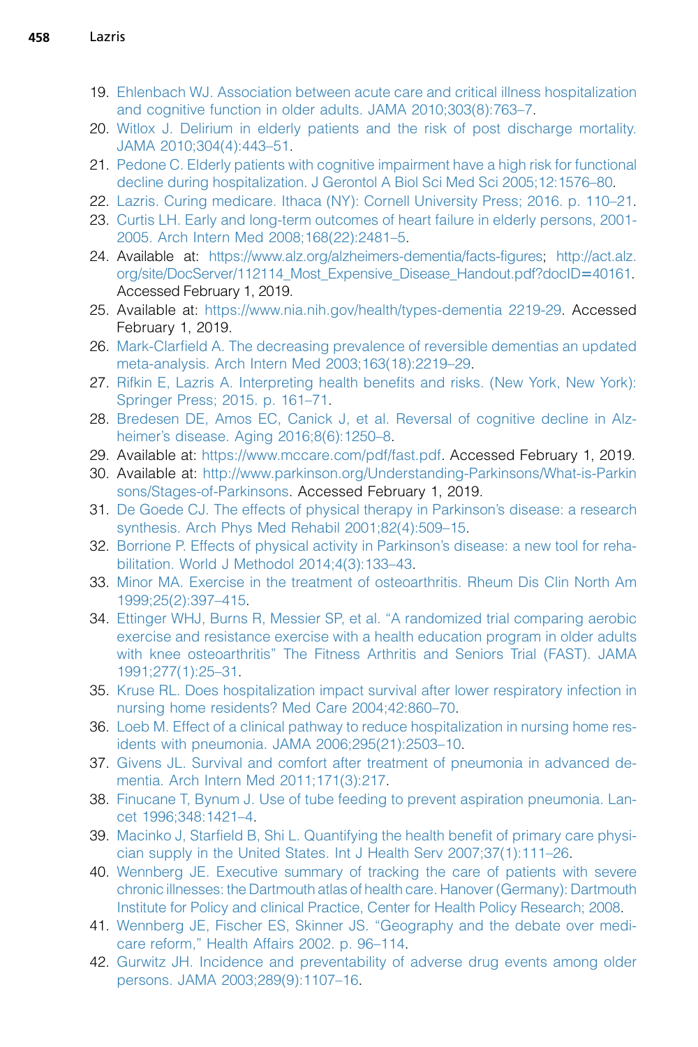19. Ehlenbach WJ. Association between acute care and critical illness hospitalization and cognitive function in older adults. JAMA 2010;303(8):763–7.
20. Witlox J. Delirium in elderly patients and the risk of post discharge mortality. JAMA 2010;304(4):443–51.
21. Pedone C. Elderly patients with cognitive impairment have a high risk for functional decline during hospitalization. J Gerontol A Biol Sci Med Sci 2005;12:1576–80.
22. Lazris. Curing medicare. Ithaca (NY): Cornell University Press; 2016. p. 110–21.
23. Curtis LH. Early and long-term outcomes of heart failure in elderly persons, 2001-2005. Arch Intern Med 2008;168(22):2481–5.
24. Available at: https://www.alz.org/alzheimers-dementia/facts-figures; http://act.alz.org/site/DocServer/112114_Most_Expensive_Disease_Handout.pdf?docID=40161. Accessed February 1, 2019.
25. Available at: https://www.nia.nih.gov/health/types-dementia 2219-29. Accessed February 1, 2019.
26. Mark-Clarfield A. The decreasing prevalence of reversible dementias an updated meta-analysis. Arch Intern Med 2003;163(18):2219–29.
27. Rifkin E, Lazris A. Interpreting health benefits and risks. (New York, New York): Springer Press; 2015. p. 161–71.
28. Bredesen DE, Amos EC, Canick J, et al. Reversal of cognitive decline in Alzheimer's disease. Aging 2016;8(6):1250–8.
29. Available at: https://www.mccare.com/pdf/fast.pdf. Accessed February 1, 2019.
30. Available at: http://www.parkinson.org/Understanding-Parkinsons/What-is-Parkinsons/Stages-of-Parkinsons. Accessed February 1, 2019.
31. De Goede CJ. The effects of physical therapy in Parkinson's disease: a research synthesis. Arch Phys Med Rehabil 2001;82(4):509–15.
32. Borrione P. Effects of physical activity in Parkinson's disease: a new tool for rehabilitation. World J Methodol 2014;4(3):133–43.
33. Minor MA. Exercise in the treatment of osteoarthritis. Rheum Dis Clin North Am 1999;25(2):397–415.
34. Ettinger WHJ, Burns R, Messier SP, et al. "A randomized trial comparing aerobic exercise and resistance exercise with a health education program in older adults with knee osteoarthritis" The Fitness Arthritis and Seniors Trial (FAST). JAMA 1991;277(1):25–31.
35. Kruse RL. Does hospitalization impact survival after lower respiratory infection in nursing home residents? Med Care 2004;42:860–70.
36. Loeb M. Effect of a clinical pathway to reduce hospitalization in nursing home residents with pneumonia. JAMA 2006;295(21):2503–10.
37. Givens JL. Survival and comfort after treatment of pneumonia in advanced dementia. Arch Intern Med 2011;171(3):217.
38. Finucane T, Bynum J. Use of tube feeding to prevent aspiration pneumonia. Lancet 1996;348:1421–4.
39. Macinko J, Starfield B, Shi L. Quantifying the health benefit of primary care physician supply in the United States. Int J Health Serv 2007;37(1):111–26.
40. Wennberg JE. Executive summary of tracking the care of patients with severe chronic illnesses: the Dartmouth atlas of health care. Hanover (Germany): Dartmouth Institute for Policy and clinical Practice, Center for Health Policy Research; 2008.
41. Wennberg JE, Fischer ES, Skinner JS. "Geography and the debate over medicare reform," Health Affairs 2002. p. 96–114.
42. Gurwitz JH. Incidence and preventability of adverse drug events among older persons. JAMA 2003;289(9):1107–16.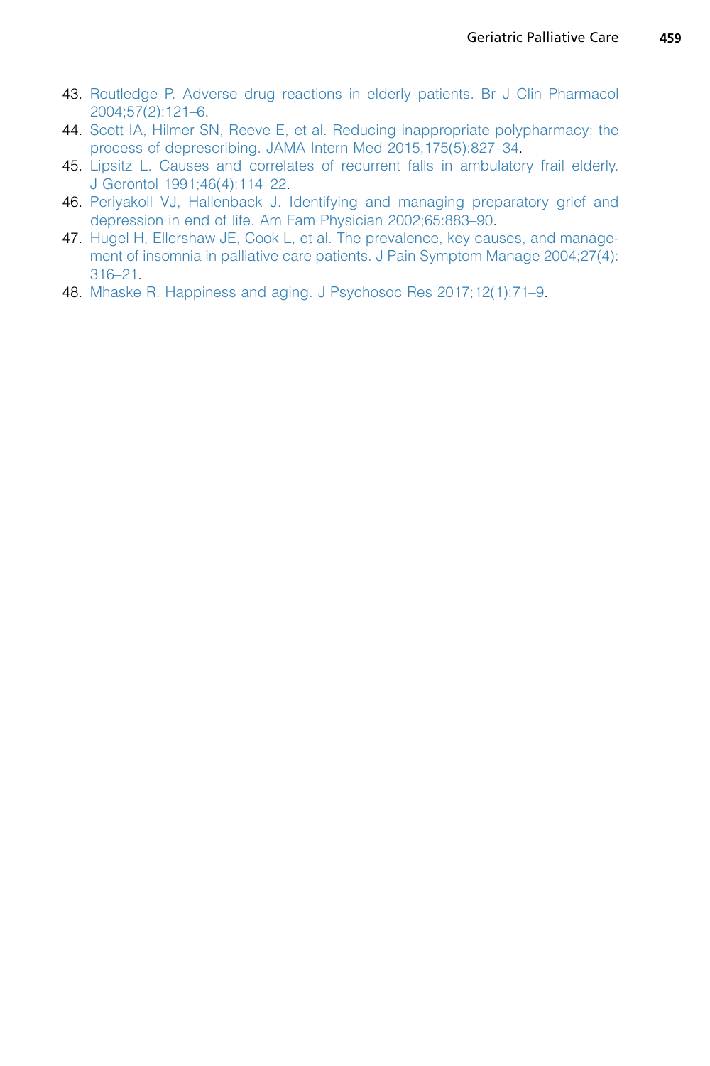43. Routledge P. Adverse drug reactions in elderly patients. Br J Clin Pharmacol 2004;57(2):121–6.
44. Scott IA, Hilmer SN, Reeve E, et al. Reducing inappropriate polypharmacy: the process of deprescribing. JAMA Intern Med 2015;175(5):827–34.
45. Lipsitz L. Causes and correlates of recurrent falls in ambulatory frail elderly. J Gerontol 1991;46(4):114–22.
46. Periyakoil VJ, Hallenback J. Identifying and managing preparatory grief and depression in end of life. Am Fam Physician 2002;65:883–90.
47. Hugel H, Ellershaw JE, Cook L, et al. The prevalence, key causes, and management of insomnia in palliative care patients. J Pain Symptom Manage 2004;27(4):316–21.
48. Mhaske R. Happiness and aging. J Psychosoc Res 2017;12(1):71–9.